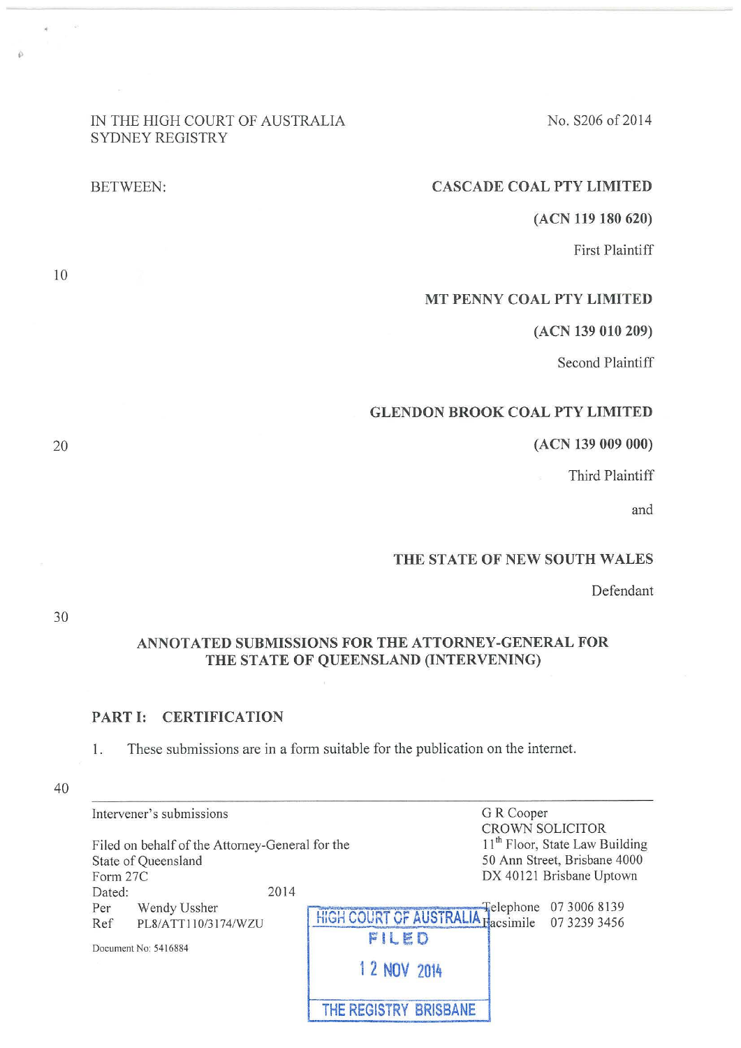IN THE HIGH COURT OF AUSTRALIA
SYDNEY REGISTRY

No. S206 of 2014

BETWEEN:

**CASCADE COAL PTY LIMITED**
**(ACN 119 180 620)**
First Plaintiff

**MT PENNY COAL PTY LIMITED**
**(ACN 139 010 209)**
Second Plaintiff

**GLENDON BROOK COAL PTY LIMITED**
**(ACN 139 009 000)**
Third Plaintiff

and

**THE STATE OF NEW SOUTH WALES**
Defendant

**ANNOTATED SUBMISSIONS FOR THE ATTORNEY-GENERAL FOR THE STATE OF QUEENSLAND (INTERVENING)**

## PART I: CERTIFICATION

1. These submissions are in a form suitable for the publication on the internet.

---

Intervener's submissions

Filed on behalf of the Attorney-General for the State of Queensland
Form 27C
Dated: 2014
Per Wendy Ussher
Ref PL8/ATT110/3174/WZU

Document No: 5416884

G R Cooper
CROWN SOLICITOR
11th Floor, State Law Building
50 Ann Street, Brisbane 4000
DX 40121 Brisbane Uptown

Telephone 07 3006 8139
Facsimile 07 3239 3456

HIGH COURT OF AUSTRALIA
FILED
12 NOV 2014
THE REGISTRY BRISBANE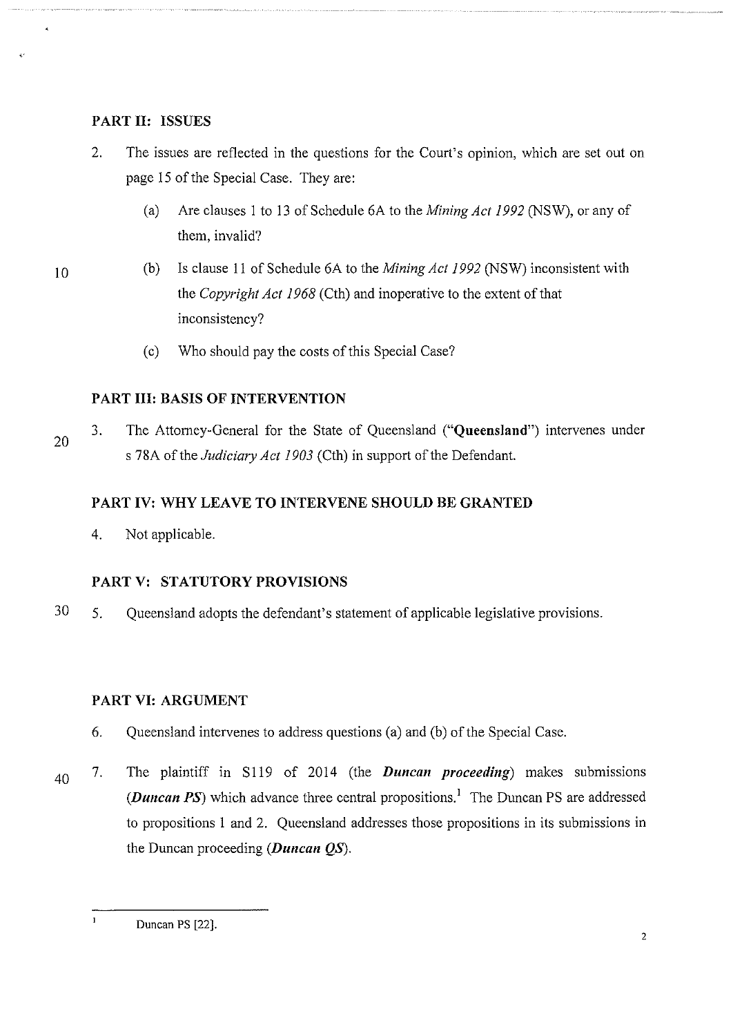## PART II: ISSUES

2. The issues are reflected in the questions for the Court's opinion, which are set out on page 15 of the Special Case. They are:

   (a) Are clauses 1 to 13 of Schedule 6A to the *Mining Act 1992* (NSW), or any of them, invalid?

   (b) Is clause 11 of Schedule 6A to the *Mining Act 1992* (NSW) inconsistent with the *Copyright Act 1968* (Cth) and inoperative to the extent of that inconsistency?

   (c) Who should pay the costs of this Special Case?

## PART III: BASIS OF INTERVENTION

3. The Attorney-General for the State of Queensland ("**Queensland**") intervenes under s 78A of the *Judiciary Act 1903* (Cth) in support of the Defendant.

## PART IV: WHY LEAVE TO INTERVENE SHOULD BE GRANTED

4. Not applicable.

## PART V: STATUTORY PROVISIONS

5. Queensland adopts the defendant's statement of applicable legislative provisions.

## PART VI: ARGUMENT

6. Queensland intervenes to address questions (a) and (b) of the Special Case.

7. The plaintiff in S119 of 2014 (the ***Duncan proceeding***) makes submissions (***Duncan PS***) which advance three central propositions.[1] The Duncan PS are addressed to propositions 1 and 2. Queensland addresses those propositions in its submissions in the Duncan proceeding (***Duncan QS***).

---

[1] Duncan PS [22].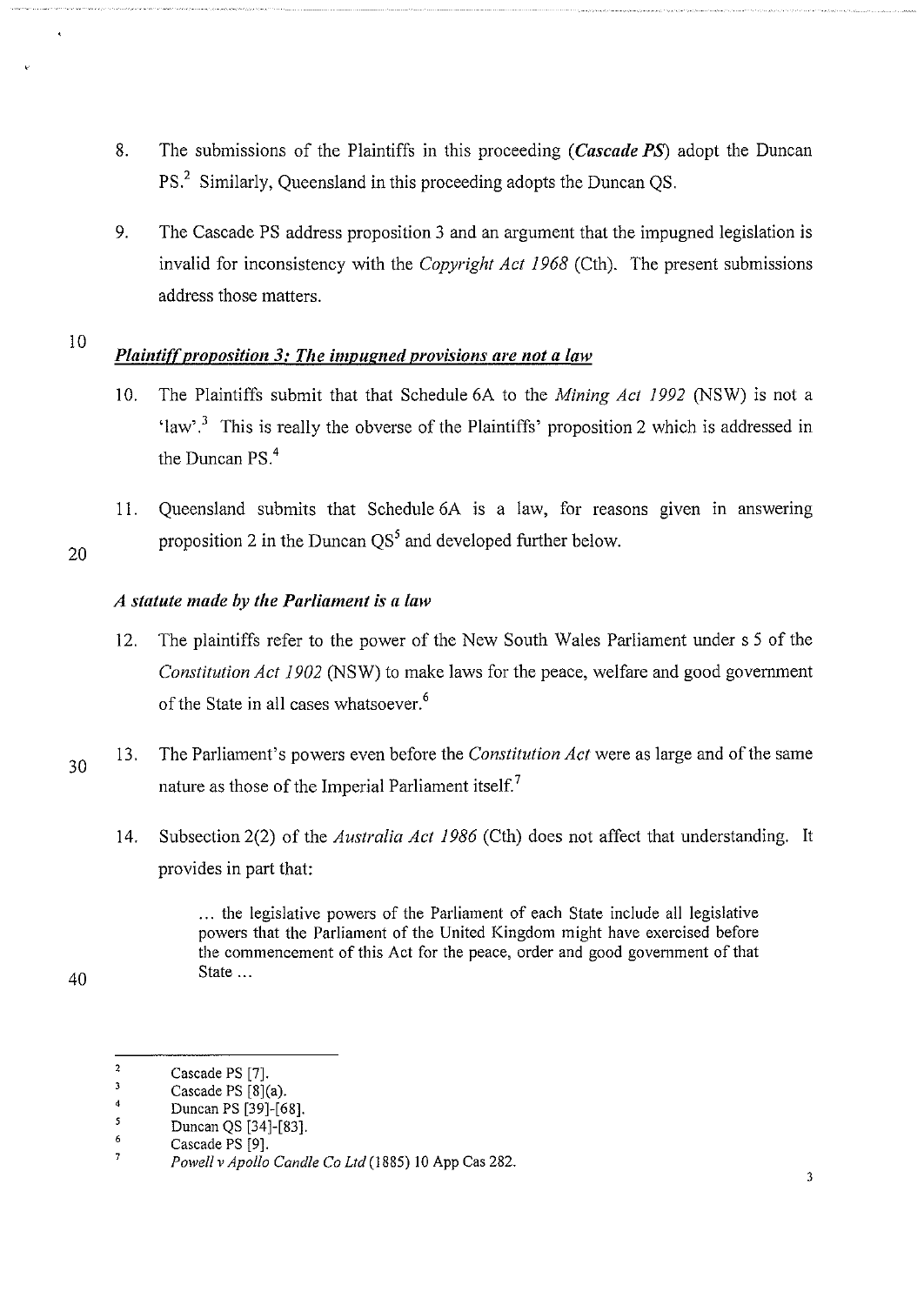8. The submissions of the Plaintiffs in this proceeding (***Cascade PS***) adopt the Duncan PS.[2] Similarly, Queensland in this proceeding adopts the Duncan QS.

9. The Cascade PS address proposition 3 and an argument that the impugned legislation is invalid for inconsistency with the *Copyright Act 1968* (Cth). The present submissions address those matters.

## *Plaintiff proposition 3: The impugned provisions are not a law*

10. The Plaintiffs submit that that Schedule 6A to the *Mining Act 1992* (NSW) is not a 'law'.[3] This is really the obverse of the Plaintiffs' proposition 2 which is addressed in the Duncan PS.[4]

11. Queensland submits that Schedule 6A is a law, for reasons given in answering proposition 2 in the Duncan QS[5] and developed further below.

### *A statute made by the Parliament is a law*

12. The plaintiffs refer to the power of the New South Wales Parliament under s 5 of the *Constitution Act 1902* (NSW) to make laws for the peace, welfare and good government of the State in all cases whatsoever.[6]

13. The Parliament's powers even before the *Constitution Act* were as large and of the same nature as those of the Imperial Parliament itself.[7]

14. Subsection 2(2) of the *Australia Act 1986* (Cth) does not affect that understanding. It provides in part that:

> ... the legislative powers of the Parliament of each State include all legislative powers that the Parliament of the United Kingdom might have exercised before the commencement of this Act for the peace, order and good government of that State ...

---

[2] Cascade PS [7].
[3] Cascade PS [8](a).
[4] Duncan PS [39]-[68].
[5] Duncan QS [34]-[83].
[6] Cascade PS [9].
[7] *Powell v Apollo Candle Co Ltd* (1885) 10 App Cas 282.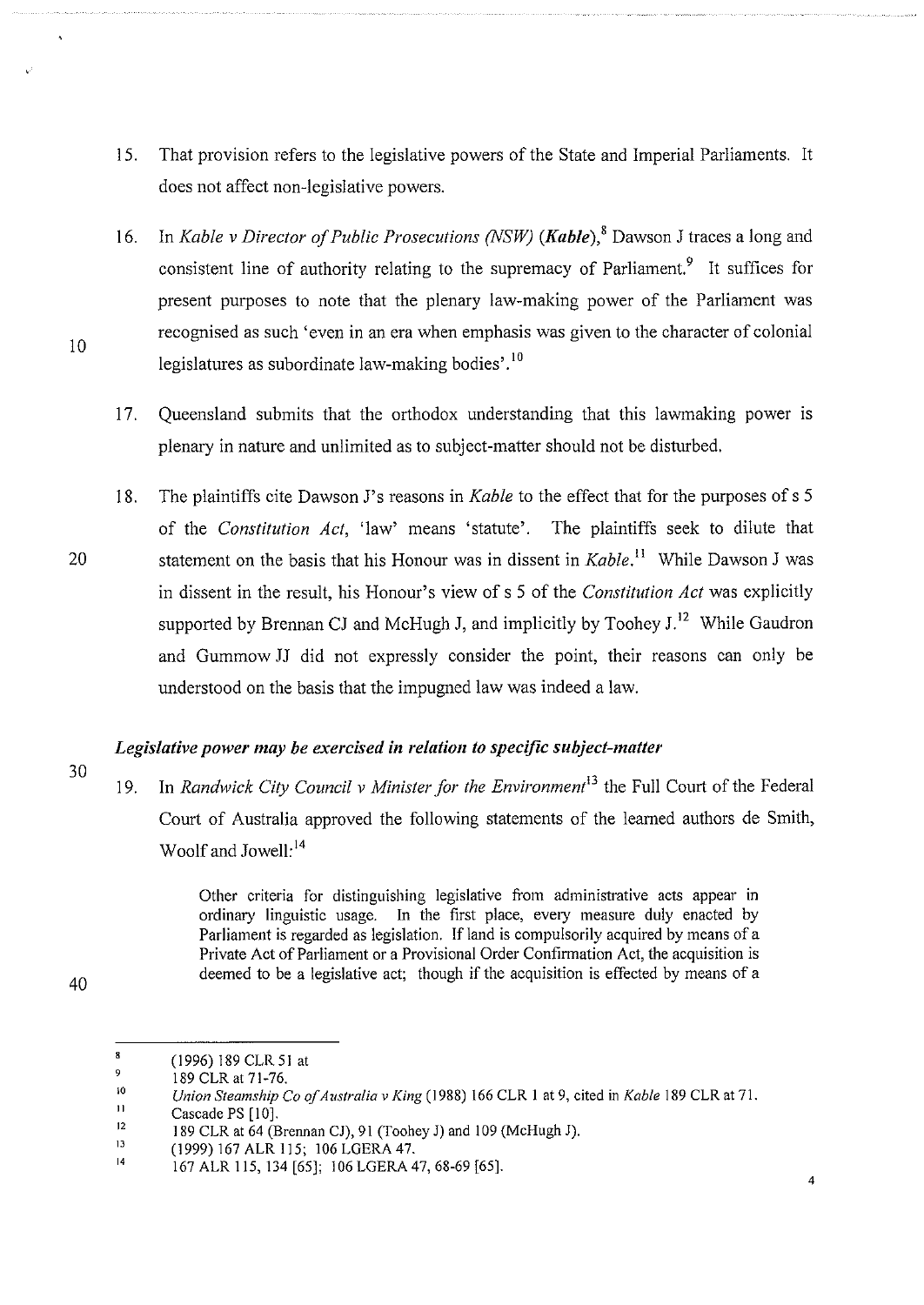15. That provision refers to the legislative powers of the State and Imperial Parliaments. It does not affect non-legislative powers.

16. In *Kable v Director of Public Prosecutions (NSW)* (***Kable***),[8] Dawson J traces a long and consistent line of authority relating to the supremacy of Parliament.[9] It suffices for present purposes to note that the plenary law-making power of the Parliament was recognised as such 'even in an era when emphasis was given to the character of colonial legislatures as subordinate law-making bodies'.[10]

17. Queensland submits that the orthodox understanding that this lawmaking power is plenary in nature and unlimited as to subject-matter should not be disturbed.

18. The plaintiffs cite Dawson J's reasons in *Kable* to the effect that for the purposes of s 5 of the *Constitution Act*, 'law' means 'statute'. The plaintiffs seek to dilute that statement on the basis that his Honour was in dissent in *Kable*.[11] While Dawson J was in dissent in the result, his Honour's view of s 5 of the *Constitution Act* was explicitly supported by Brennan CJ and McHugh J, and implicitly by Toohey J.[12] While Gaudron and Gummow JJ did not expressly consider the point, their reasons can only be understood on the basis that the impugned law was indeed a law.

### *Legislative power may be exercised in relation to specific subject-matter*

19. In *Randwick City Council v Minister for the Environment*[13] the Full Court of the Federal Court of Australia approved the following statements of the learned authors de Smith, Woolf and Jowell:[14]

> Other criteria for distinguishing legislative from administrative acts appear in ordinary linguistic usage. In the first place, every measure duly enacted by Parliament is regarded as legislation. If land is compulsorily acquired by means of a Private Act of Parliament or a Provisional Order Confirmation Act, the acquisition is deemed to be a legislative act; though if the acquisition is effected by means of a

---

[8] (1996) 189 CLR 51 at

[9] 189 CLR at 71-76.

[10] *Union Steamship Co of Australia v King* (1988) 166 CLR 1 at 9, cited in *Kable* 189 CLR at 71.

[11] Cascade PS [10].

[12] 189 CLR at 64 (Brennan CJ), 91 (Toohey J) and 109 (McHugh J).

[13] (1999) 167 ALR 115; 106 LGERA 47.

[14] 167 ALR 115, 134 [65]; 106 LGERA 47, 68-69 [65].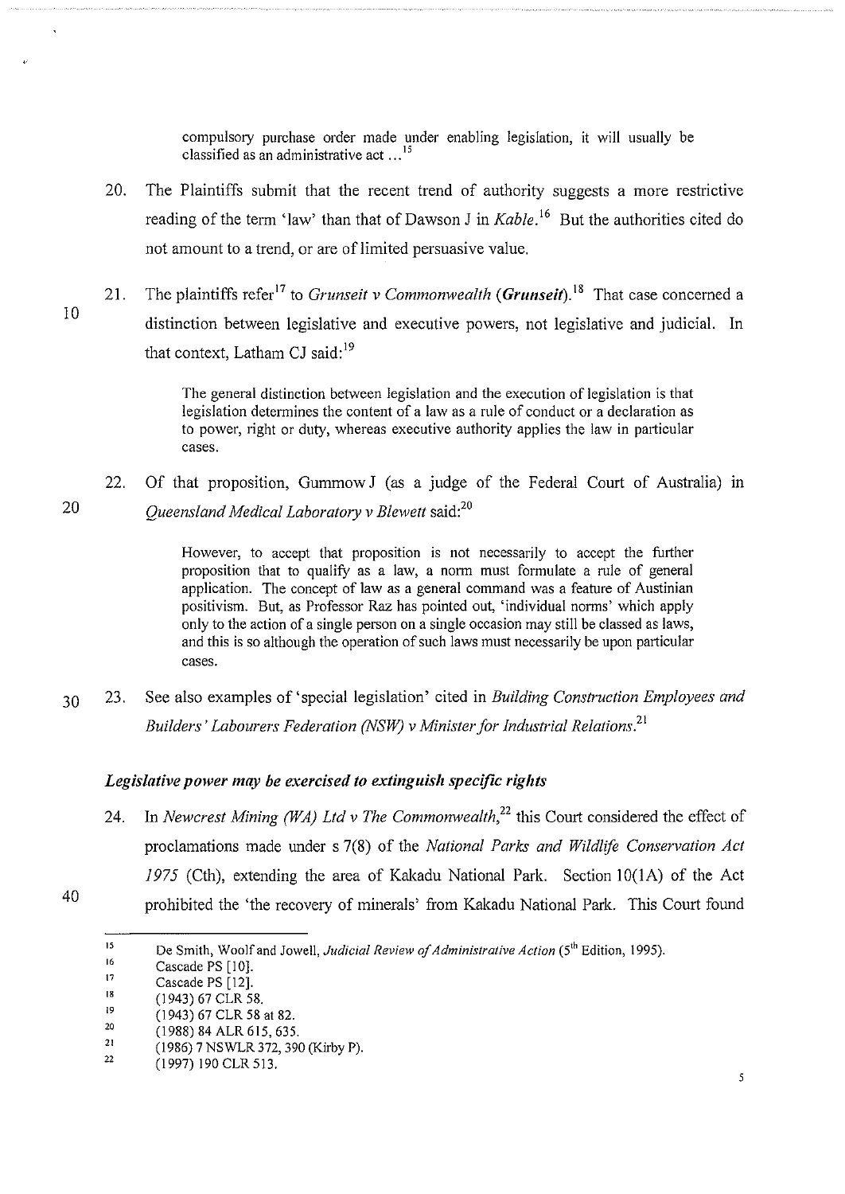> compulsory purchase order made under enabling legislation, it will usually be classified as an administrative act ...[15]

20. The Plaintiffs submit that the recent trend of authority suggests a more restrictive reading of the term 'law' than that of Dawson J in *Kable*.[16] But the authorities cited do not amount to a trend, or are of limited persuasive value.

21. The plaintiffs refer[17] to *Grunseit v Commonwealth* (***Grunseit***).[18] That case concerned a distinction between legislative and executive powers, not legislative and judicial. In that context, Latham CJ said:[19]

> The general distinction between legislation and the execution of legislation is that legislation determines the content of a law as a rule of conduct or a declaration as to power, right or duty, whereas executive authority applies the law in particular cases.

22. Of that proposition, Gummow J (as a judge of the Federal Court of Australia) in *Queensland Medical Laboratory v Blewett* said:[20]

> However, to accept that proposition is not necessarily to accept the further proposition that to qualify as a law, a norm must formulate a rule of general application. The concept of law as a general command was a feature of Austinian positivism. But, as Professor Raz has pointed out, 'individual norms' which apply only to the action of a single person on a single occasion may still be classed as laws, and this is so although the operation of such laws must necessarily be upon particular cases.

23. See also examples of 'special legislation' cited in *Building Construction Employees and Builders' Labourers Federation (NSW) v Minister for Industrial Relations*.[21]

### *Legislative power may be exercised to extinguish specific rights*

24. In *Newcrest Mining (WA) Ltd v The Commonwealth*,[22] this Court considered the effect of proclamations made under s 7(8) of the *National Parks and Wildlife Conservation Act 1975* (Cth), extending the area of Kakadu National Park. Section 10(1A) of the Act prohibited the 'the recovery of minerals' from Kakadu National Park. This Court found

---

15. De Smith, Woolf and Jowell, *Judicial Review of Administrative Action* (5th Edition, 1995).
16. Cascade PS [10].
17. Cascade PS [12].
18. (1943) 67 CLR 58.
19. (1943) 67 CLR 58 at 82.
20. (1988) 84 ALR 615, 635.
21. (1986) 7 NSWLR 372, 390 (Kirby P).
22. (1997) 190 CLR 513.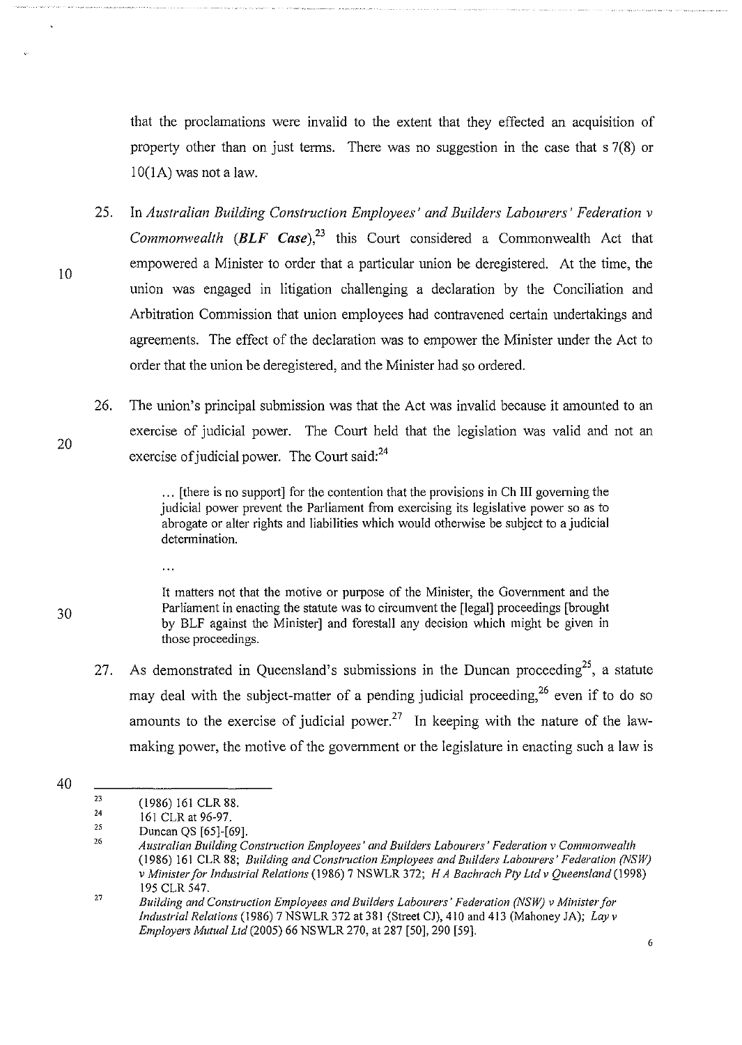that the proclamations were invalid to the extent that they effected an acquisition of property other than on just terms. There was no suggestion in the case that s 7(8) or 10(1A) was not a law.

25. In *Australian Building Construction Employees' and Builders Labourers' Federation v Commonwealth* (***BLF Case***),[23] this Court considered a Commonwealth Act that empowered a Minister to order that a particular union be deregistered. At the time, the union was engaged in litigation challenging a declaration by the Conciliation and Arbitration Commission that union employees had contravened certain undertakings and agreements. The effect of the declaration was to empower the Minister under the Act to order that the union be deregistered, and the Minister had so ordered.

26. The union's principal submission was that the Act was invalid because it amounted to an exercise of judicial power. The Court held that the legislation was valid and not an exercise of judicial power. The Court said:[24]

> ... [there is no support] for the contention that the provisions in Ch III governing the judicial power prevent the Parliament from exercising its legislative power so as to abrogate or alter rights and liabilities which would otherwise be subject to a judicial determination.
>
> ...
>
> It matters not that the motive or purpose of the Minister, the Government and the Parliament in enacting the statute was to circumvent the [legal] proceedings [brought by BLF against the Minister] and forestall any decision which might be given in those proceedings.

27. As demonstrated in Queensland's submissions in the Duncan proceeding[25], a statute may deal with the subject-matter of a pending judicial proceeding,[26] even if to do so amounts to the exercise of judicial power.[27] In keeping with the nature of the law-making power, the motive of the government or the legislature in enacting such a law is

---

[23] (1986) 161 CLR 88.

[24] 161 CLR at 96-97.

[25] Duncan QS [65]-[69].

[26] *Australian Building Construction Employees' and Builders Labourers' Federation v Commonwealth* (1986) 161 CLR 88; *Building and Construction Employees and Builders Labourers' Federation (NSW) v Minister for Industrial Relations* (1986) 7 NSWLR 372; *H A Bachrach Pty Ltd v Queensland* (1998) 195 CLR 547.

[27] *Building and Construction Employees and Builders Labourers' Federation (NSW) v Minister for Industrial Relations* (1986) 7 NSWLR 372 at 381 (Street CJ), 410 and 413 (Mahoney JA); *Lay v Employers Mutual Ltd* (2005) 66 NSWLR 270, at 287 [50], 290 [59].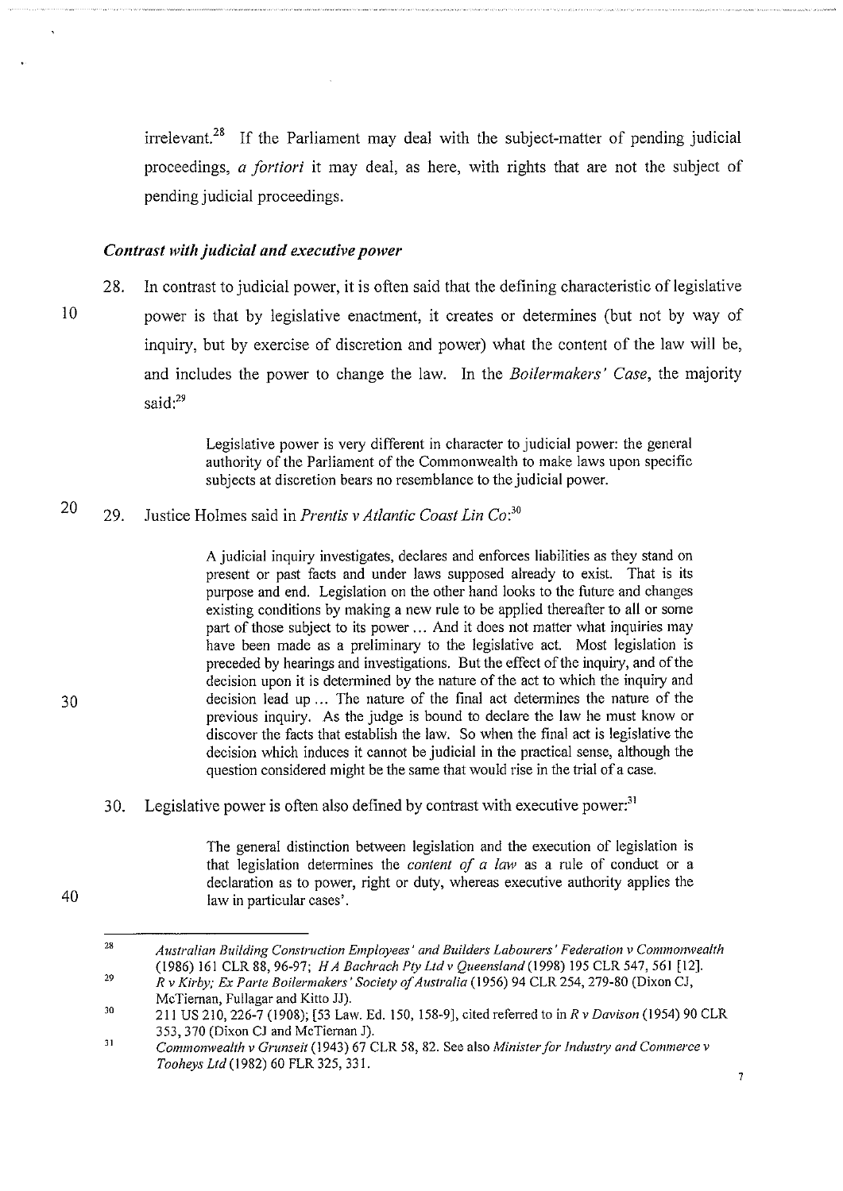irrelevant.[28] If the Parliament may deal with the subject-matter of pending judicial proceedings, *a fortiori* it may deal, as here, with rights that are not the subject of pending judicial proceedings.

### *Contrast with judicial and executive power*

28. In contrast to judicial power, it is often said that the defining characteristic of legislative power is that by legislative enactment, it creates or determines (but not by way of inquiry, but by exercise of discretion and power) what the content of the law will be, and includes the power to change the law. In the *Boilermakers' Case*, the majority said:[29]

> Legislative power is very different in character to judicial power: the general authority of the Parliament of the Commonwealth to make laws upon specific subjects at discretion bears no resemblance to the judicial power.

29. Justice Holmes said in *Prentis v Atlantic Coast Lin Co*:[30]

> A judicial inquiry investigates, declares and enforces liabilities as they stand on present or past facts and under laws supposed already to exist. That is its purpose and end. Legislation on the other hand looks to the future and changes existing conditions by making a new rule to be applied thereafter to all or some part of those subject to its power ... And it does not matter what inquiries may have been made as a preliminary to the legislative act. Most legislation is preceded by hearings and investigations. But the effect of the inquiry, and of the decision upon it is determined by the nature of the act to which the inquiry and decision lead up ... The nature of the final act determines the nature of the previous inquiry. As the judge is bound to declare the law he must know or discover the facts that establish the law. So when the final act is legislative the decision which induces it cannot be judicial in the practical sense, although the question considered might be the same that would rise in the trial of a case.

30. Legislative power is often also defined by contrast with executive power:[31]

> The general distinction between legislation and the execution of legislation is that legislation determines the *content of a law* as a rule of conduct or a declaration as to power, right or duty, whereas executive authority applies the law in particular cases'.

---

[28] *Australian Building Construction Employees' and Builders Labourers' Federation v Commonwealth* (1986) 161 CLR 88, 96-97; *H A Bachrach Pty Ltd v Queensland* (1998) 195 CLR 547, 561 [12].

[29] *R v Kirby; Ex Parte Boilermakers' Society of Australia* (1956) 94 CLR 254, 279-80 (Dixon CJ, McTiernan, Fullagar and Kitto JJ).

[30] 211 US 210, 226-7 (1908); [53 Law. Ed. 150, 158-9], cited referred to in *R v Davison* (1954) 90 CLR 353, 370 (Dixon CJ and McTiernan J).

[31] *Commonwealth v Grunseit* (1943) 67 CLR 58, 82. See also *Minister for Industry and Commerce v Tooheys Ltd* (1982) 60 FLR 325, 331.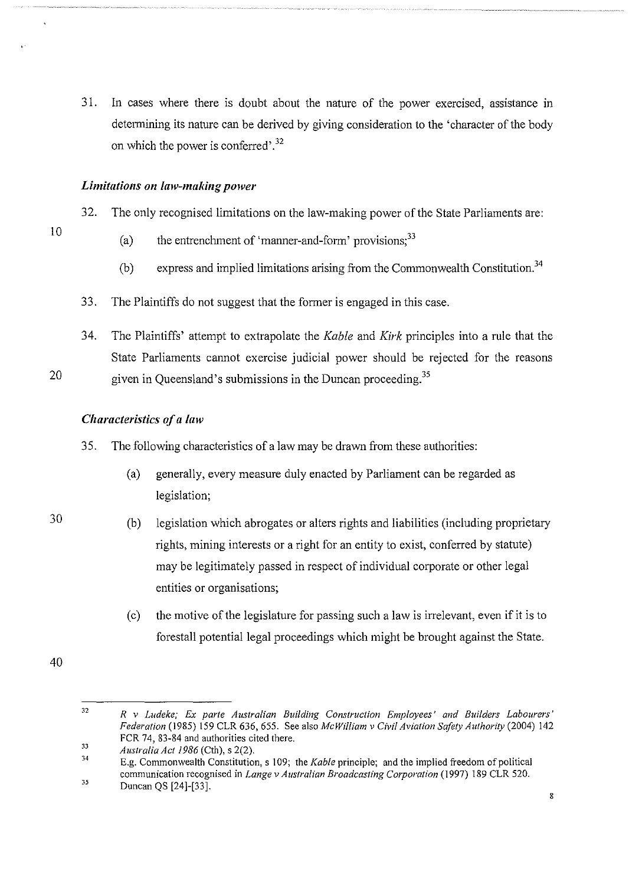31. In cases where there is doubt about the nature of the power exercised, assistance in determining its nature can be derived by giving consideration to the 'character of the body on which the power is conferred'.[32]

### *Limitations on law-making power*

32. The only recognised limitations on the law-making power of the State Parliaments are:

    (a) the entrenchment of 'manner-and-form' provisions;[33]

    (b) express and implied limitations arising from the Commonwealth Constitution.[34]

33. The Plaintiffs do not suggest that the former is engaged in this case.

34. The Plaintiffs' attempt to extrapolate the *Kable* and *Kirk* principles into a rule that the State Parliaments cannot exercise judicial power should be rejected for the reasons given in Queensland's submissions in the Duncan proceeding.[35]

### *Characteristics of a law*

35. The following characteristics of a law may be drawn from these authorities:

    (a) generally, every measure duly enacted by Parliament can be regarded as legislation;

    (b) legislation which abrogates or alters rights and liabilities (including proprietary rights, mining interests or a right for an entity to exist, conferred by statute) may be legitimately passed in respect of individual corporate or other legal entities or organisations;

    (c) the motive of the legislature for passing such a law is irrelevant, even if it is to forestall potential legal proceedings which might be brought against the State.

---

[32] *R v Ludeke; Ex parte Australian Building Construction Employees' and Builders Labourers' Federation* (1985) 159 CLR 636, 655. See also *McWilliam v Civil Aviation Safety Authority* (2004) 142 FCR 74, 83-84 and authorities cited there.

[33] *Australia Act 1986* (Cth), s 2(2).

[34] E.g. Commonwealth Constitution, s 109; the *Kable* principle; and the implied freedom of political communication recognised in *Lange v Australian Broadcasting Corporation* (1997) 189 CLR 520.

[35] Duncan QS [24]-[33].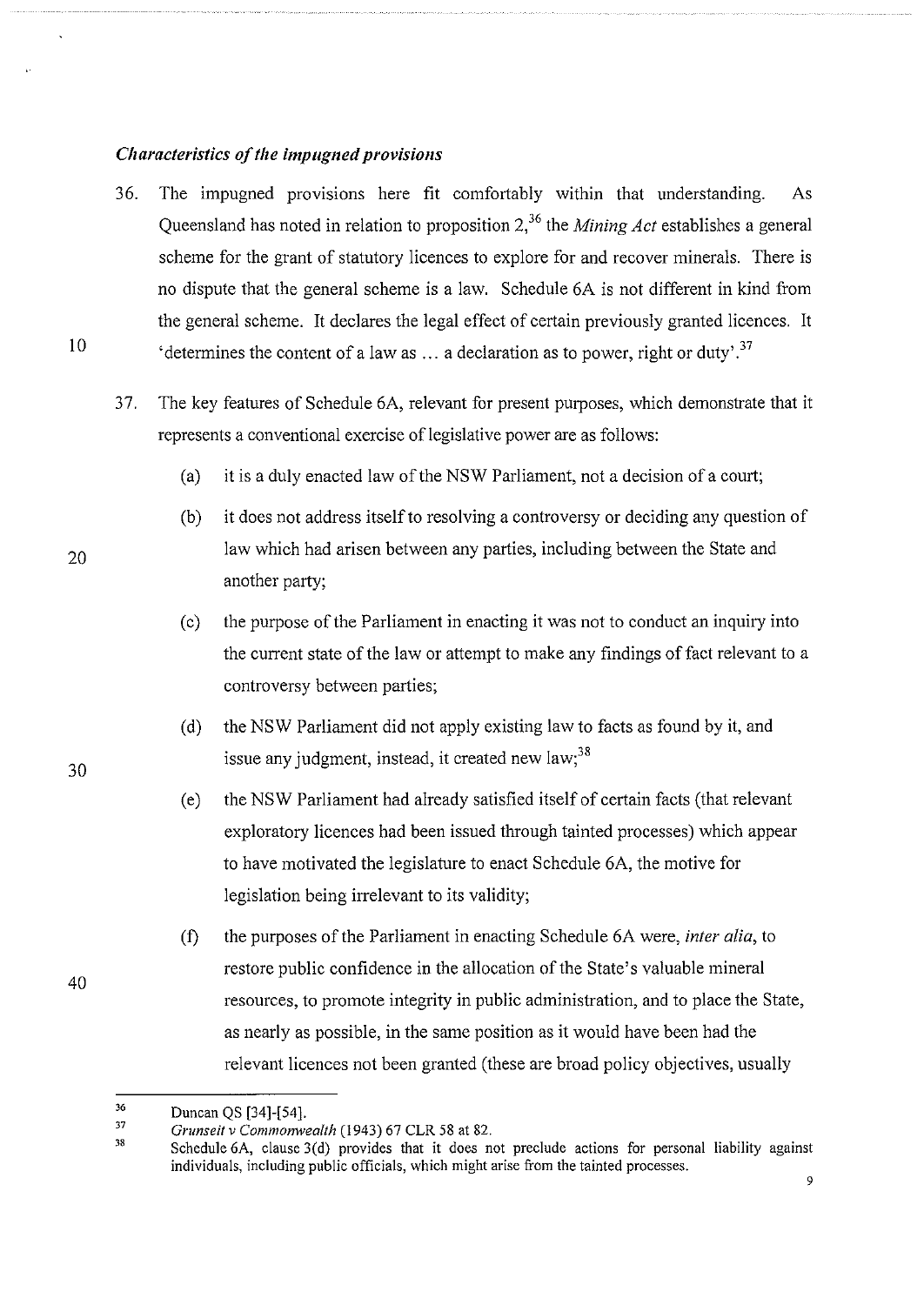### *Characteristics of the impugned provisions*

36. The impugned provisions here fit comfortably within that understanding. As Queensland has noted in relation to proposition 2,[36] the *Mining Act* establishes a general scheme for the grant of statutory licences to explore for and recover minerals. There is no dispute that the general scheme is a law. Schedule 6A is not different in kind from the general scheme. It declares the legal effect of certain previously granted licences. It 'determines the content of a law as … a declaration as to power, right or duty'.[37]

37. The key features of Schedule 6A, relevant for present purposes, which demonstrate that it represents a conventional exercise of legislative power are as follows:

    (a) it is a duly enacted law of the NSW Parliament, not a decision of a court;

    (b) it does not address itself to resolving a controversy or deciding any question of law which had arisen between any parties, including between the State and another party;

    (c) the purpose of the Parliament in enacting it was not to conduct an inquiry into the current state of the law or attempt to make any findings of fact relevant to a controversy between parties;

    (d) the NSW Parliament did not apply existing law to facts as found by it, and issue any judgment, instead, it created new law;[38]

    (e) the NSW Parliament had already satisfied itself of certain facts (that relevant exploratory licences had been issued through tainted processes) which appear to have motivated the legislature to enact Schedule 6A, the motive for legislation being irrelevant to its validity;

    (f) the purposes of the Parliament in enacting Schedule 6A were, *inter alia*, to restore public confidence in the allocation of the State's valuable mineral resources, to promote integrity in public administration, and to place the State, as nearly as possible, in the same position as it would have been had the relevant licences not been granted (these are broad policy objectives, usually

---

[36] Duncan QS [34]-[54].

[37] *Grunseit v Commonwealth* (1943) 67 CLR 58 at 82.

[38] Schedule 6A, clause 3(d) provides that it does not preclude actions for personal liability against individuals, including public officials, which might arise from the tainted processes.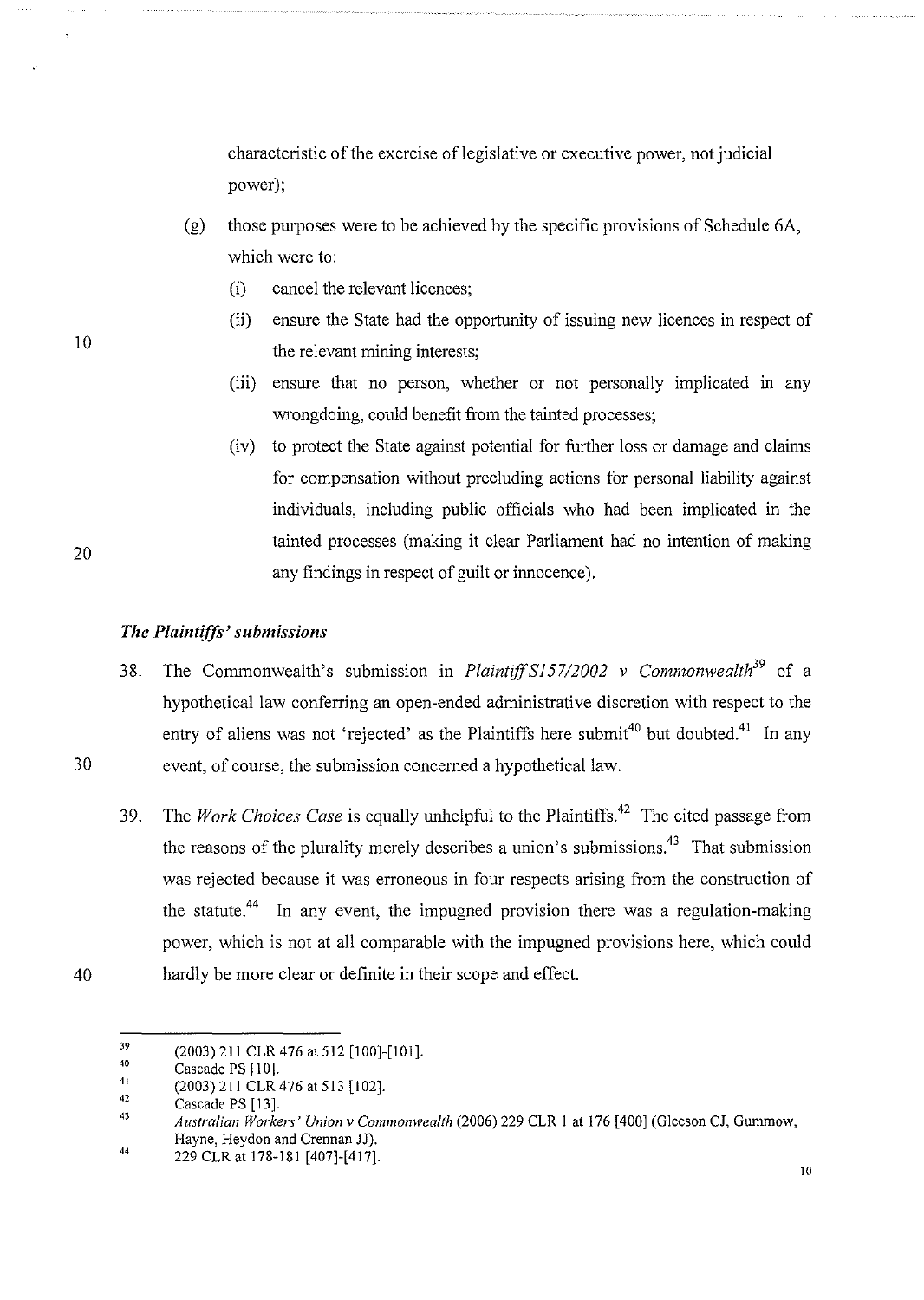characteristic of the exercise of legislative or executive power, not judicial power);

(g) those purposes were to be achieved by the specific provisions of Schedule 6A, which were to:

   (i) cancel the relevant licences;

   (ii) ensure the State had the opportunity of issuing new licences in respect of the relevant mining interests;

   (iii) ensure that no person, whether or not personally implicated in any wrongdoing, could benefit from the tainted processes;

   (iv) to protect the State against potential for further loss or damage and claims for compensation without precluding actions for personal liability against individuals, including public officials who had been implicated in the tainted processes (making it clear Parliament had no intention of making any findings in respect of guilt or innocence).

### *The Plaintiffs' submissions*

38. The Commonwealth's submission in *Plaintiff S157/2002 v Commonwealth*[39] of a hypothetical law conferring an open-ended administrative discretion with respect to the entry of aliens was not 'rejected' as the Plaintiffs here submit[40] but doubted.[41] In any event, of course, the submission concerned a hypothetical law.

39. The *Work Choices Case* is equally unhelpful to the Plaintiffs.[42] The cited passage from the reasons of the plurality merely describes a union's submissions.[43] That submission was rejected because it was erroneous in four respects arising from the construction of the statute.[44] In any event, the impugned provision there was a regulation-making power, which is not at all comparable with the impugned provisions here, which could hardly be more clear or definite in their scope and effect.

---

[39] (2003) 211 CLR 476 at 512 [100]-[101].

[40] Cascade PS [10].

[41] (2003) 211 CLR 476 at 513 [102].

[42] Cascade PS [13].

[43] *Australian Workers' Union v Commonwealth* (2006) 229 CLR 1 at 176 [400] (Gleeson CJ, Gummow, Hayne, Heydon and Crennan JJ).

[44] 229 CLR at 178-181 [407]-[417].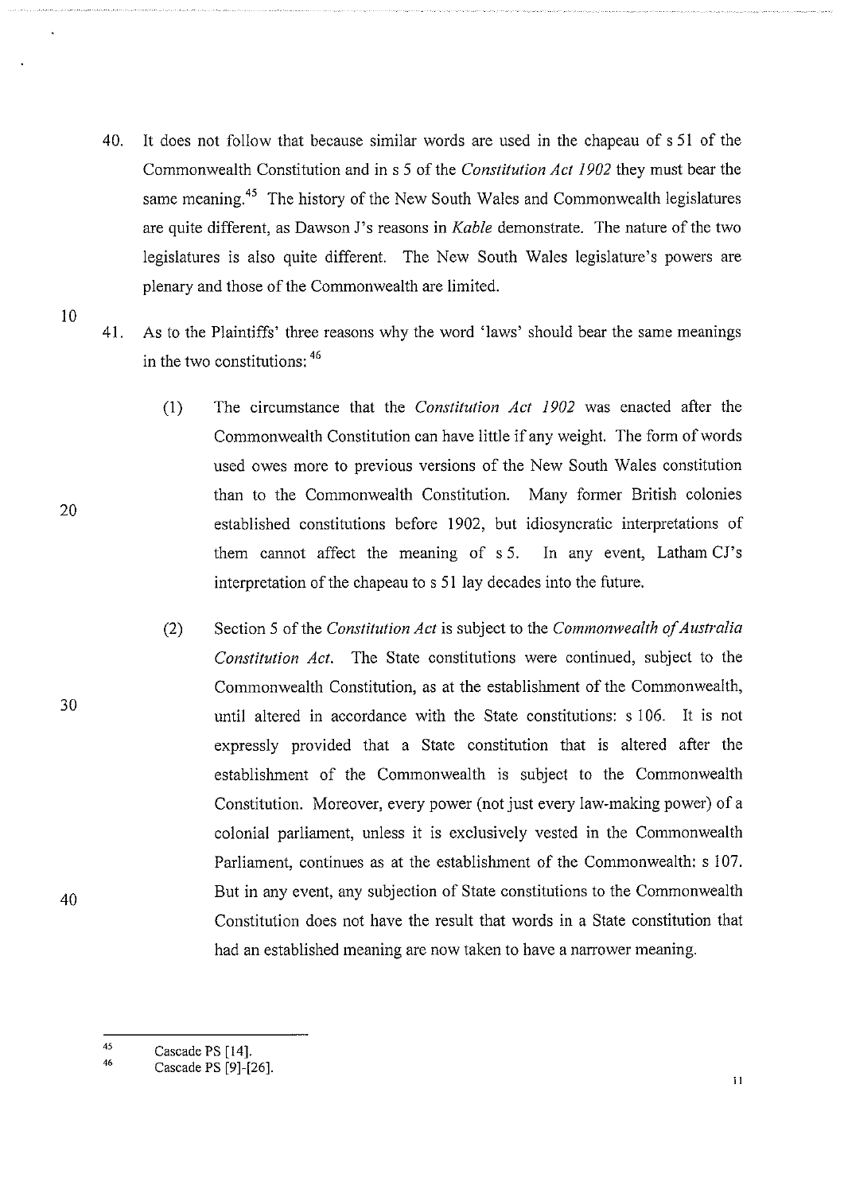40. It does not follow that because similar words are used in the chapeau of s 51 of the Commonwealth Constitution and in s 5 of the *Constitution Act 1902* they must bear the same meaning.[45] The history of the New South Wales and Commonwealth legislatures are quite different, as Dawson J's reasons in *Kable* demonstrate. The nature of the two legislatures is also quite different. The New South Wales legislature's powers are plenary and those of the Commonwealth are limited.

41. As to the Plaintiffs' three reasons why the word 'laws' should bear the same meanings in the two constitutions: [46]

    (1) The circumstance that the *Constitution Act 1902* was enacted after the Commonwealth Constitution can have little if any weight. The form of words used owes more to previous versions of the New South Wales constitution than to the Commonwealth Constitution. Many former British colonies established constitutions before 1902, but idiosyncratic interpretations of them cannot affect the meaning of s 5. In any event, Latham CJ's interpretation of the chapeau to s 51 lay decades into the future.

    (2) Section 5 of the *Constitution Act* is subject to the *Commonwealth of Australia Constitution Act*. The State constitutions were continued, subject to the Commonwealth Constitution, as at the establishment of the Commonwealth, until altered in accordance with the State constitutions: s 106. It is not expressly provided that a State constitution that is altered after the establishment of the Commonwealth is subject to the Commonwealth Constitution. Moreover, every power (not just every law-making power) of a colonial parliament, unless it is exclusively vested in the Commonwealth Parliament, continues as at the establishment of the Commonwealth: s 107. But in any event, any subjection of State constitutions to the Commonwealth Constitution does not have the result that words in a State constitution that had an established meaning are now taken to have a narrower meaning.

---

[45] Cascade PS [14].

[46] Cascade PS [9]-[26].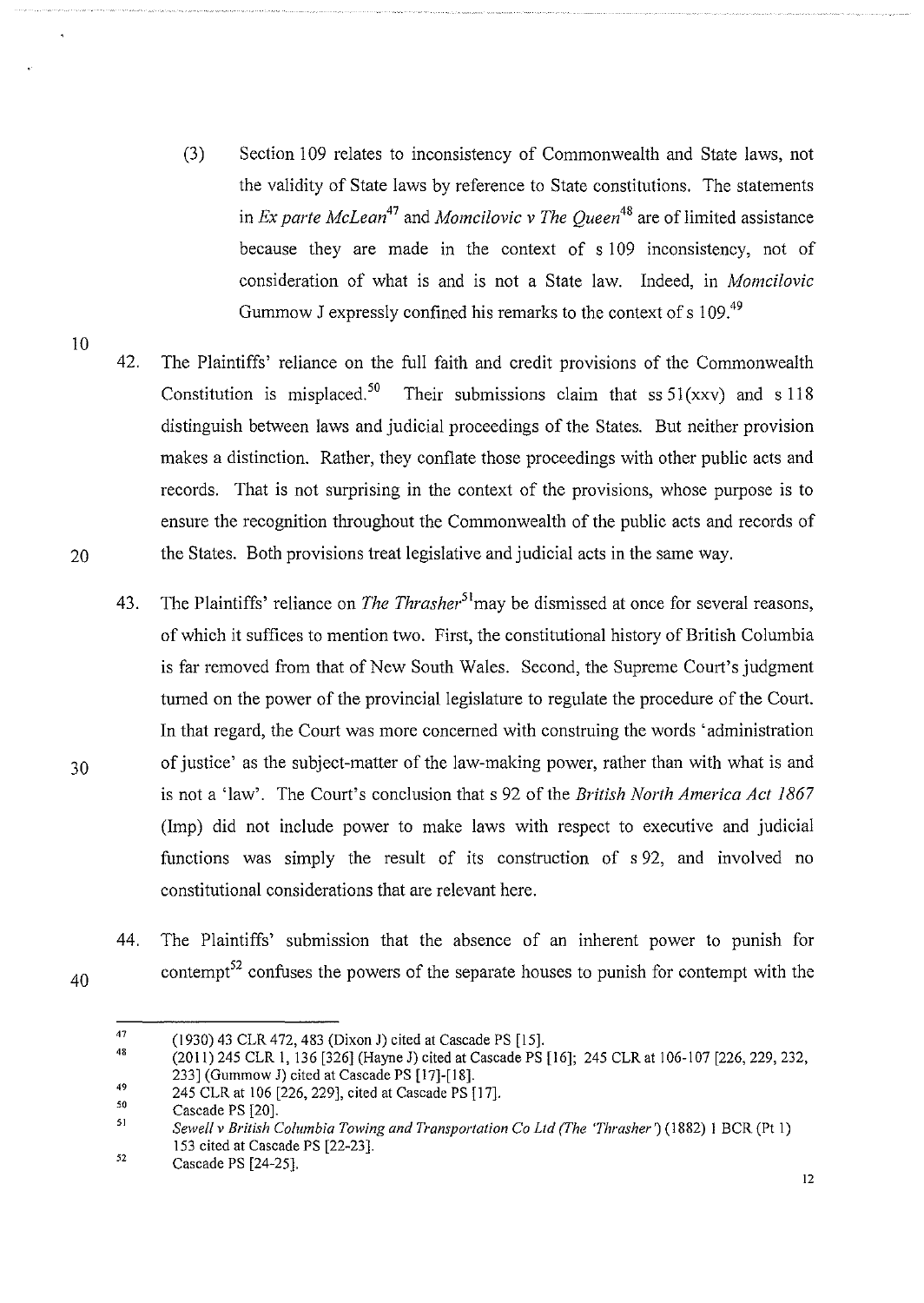(3) Section 109 relates to inconsistency of Commonwealth and State laws, not the validity of State laws by reference to State constitutions. The statements in *Ex parte McLean*[47] and *Momcilovic v The Queen*[48] are of limited assistance because they are made in the context of s 109 inconsistency, not of consideration of what is and is not a State law. Indeed, in *Momcilovic* Gummow J expressly confined his remarks to the context of s 109.[49]

42. The Plaintiffs' reliance on the full faith and credit provisions of the Commonwealth Constitution is misplaced.[50] Their submissions claim that ss 51(xxv) and s 118 distinguish between laws and judicial proceedings of the States. But neither provision makes a distinction. Rather, they conflate those proceedings with other public acts and records. That is not surprising in the context of the provisions, whose purpose is to ensure the recognition throughout the Commonwealth of the public acts and records of the States. Both provisions treat legislative and judicial acts in the same way.

43. The Plaintiffs' reliance on *The Thrasher*[51] may be dismissed at once for several reasons, of which it suffices to mention two. First, the constitutional history of British Columbia is far removed from that of New South Wales. Second, the Supreme Court's judgment turned on the power of the provincial legislature to regulate the procedure of the Court. In that regard, the Court was more concerned with construing the words 'administration of justice' as the subject-matter of the law-making power, rather than with what is and is not a 'law'. The Court's conclusion that s 92 of the *British North America Act 1867* (Imp) did not include power to make laws with respect to executive and judicial functions was simply the result of its construction of s 92, and involved no constitutional considerations that are relevant here.

44. The Plaintiffs' submission that the absence of an inherent power to punish for contempt[52] confuses the powers of the separate houses to punish for contempt with the

---

47 (1930) 43 CLR 472, 483 (Dixon J) cited at Cascade PS [15].

48 (2011) 245 CLR 1, 136 [326] (Hayne J) cited at Cascade PS [16]; 245 CLR at 106-107 [226, 229, 232, 233] (Gummow J) cited at Cascade PS [17]-[18].

49 245 CLR at 106 [226, 229], cited at Cascade PS [17].

50 Cascade PS [20].

51 *Sewell v British Columbia Towing and Transportation Co Ltd (The 'Thrasher')* (1882) 1 BCR (Pt 1) 153 cited at Cascade PS [22-23].

52 Cascade PS [24-25].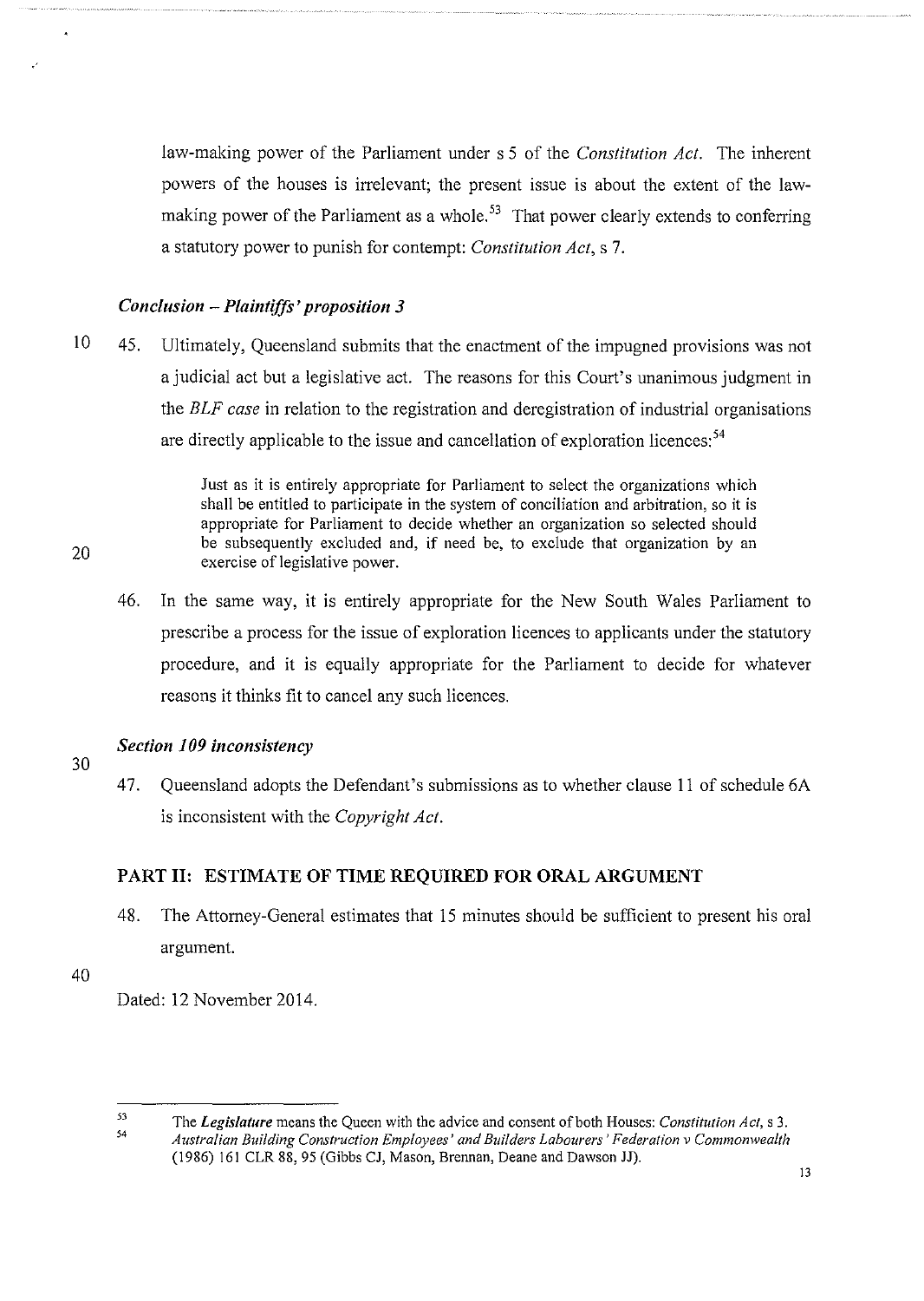law-making power of the Parliament under s 5 of the *Constitution Act*. The inherent powers of the houses is irrelevant; the present issue is about the extent of the law-making power of the Parliament as a whole.[53] That power clearly extends to conferring a statutory power to punish for contempt: *Constitution Act*, s 7.

### *Conclusion – Plaintiffs' proposition 3*

45. Ultimately, Queensland submits that the enactment of the impugned provisions was not a judicial act but a legislative act. The reasons for this Court's unanimous judgment in the *BLF case* in relation to the registration and deregistration of industrial organisations are directly applicable to the issue and cancellation of exploration licences:[54]

> Just as it is entirely appropriate for Parliament to select the organizations which shall be entitled to participate in the system of conciliation and arbitration, so it is appropriate for Parliament to decide whether an organization so selected should be subsequently excluded and, if need be, to exclude that organization by an exercise of legislative power.

46. In the same way, it is entirely appropriate for the New South Wales Parliament to prescribe a process for the issue of exploration licences to applicants under the statutory procedure, and it is equally appropriate for the Parliament to decide for whatever reasons it thinks fit to cancel any such licences.

### *Section 109 inconsistency*

47. Queensland adopts the Defendant's submissions as to whether clause 11 of schedule 6A is inconsistent with the *Copyright Act*.

## PART II: ESTIMATE OF TIME REQUIRED FOR ORAL ARGUMENT

48. The Attorney-General estimates that 15 minutes should be sufficient to present his oral argument.

Dated: 12 November 2014.

---

[53] The ***Legislature*** means the Queen with the advice and consent of both Houses: *Constitution Act*, s 3.

[54] *Australian Building Construction Employees' and Builders Labourers' Federation v Commonwealth* (1986) 161 CLR 88, 95 (Gibbs CJ, Mason, Brennan, Deane and Dawson JJ).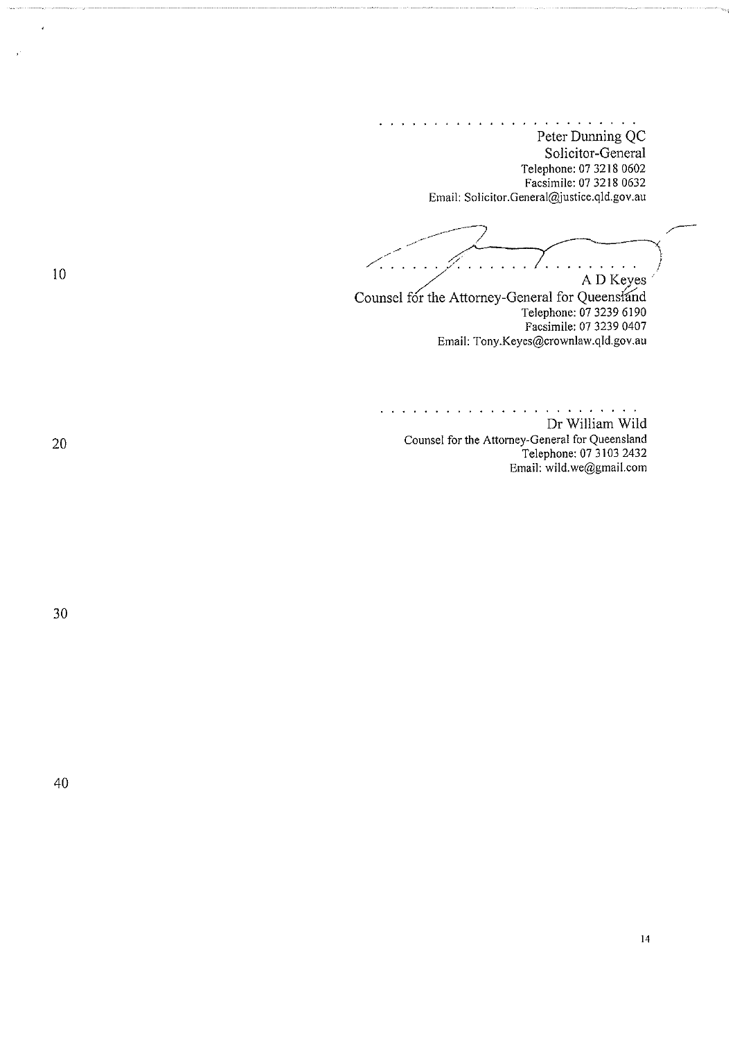. . . . . . . . . . . . . . . . . . . . . . . .

Peter Dunning QC
Solicitor-General
Telephone: 07 3218 0602
Facsimile: 07 3218 0632
Email: Solicitor.General@justice.qld.gov.au

. . . . . . . . . . . . . . . . . . . . . . . .

A D Keyes
Counsel for the Attorney-General for Queensland
Telephone: 07 3239 6190
Facsimile: 07 3239 0407
Email: Tony.Keyes@crownlaw.qld.gov.au

. . . . . . . . . . . . . . . . . . . . . . . .

Dr William Wild
Counsel for the Attorney-General for Queensland
Telephone: 07 3103 2432
Email: wild.we@gmail.com